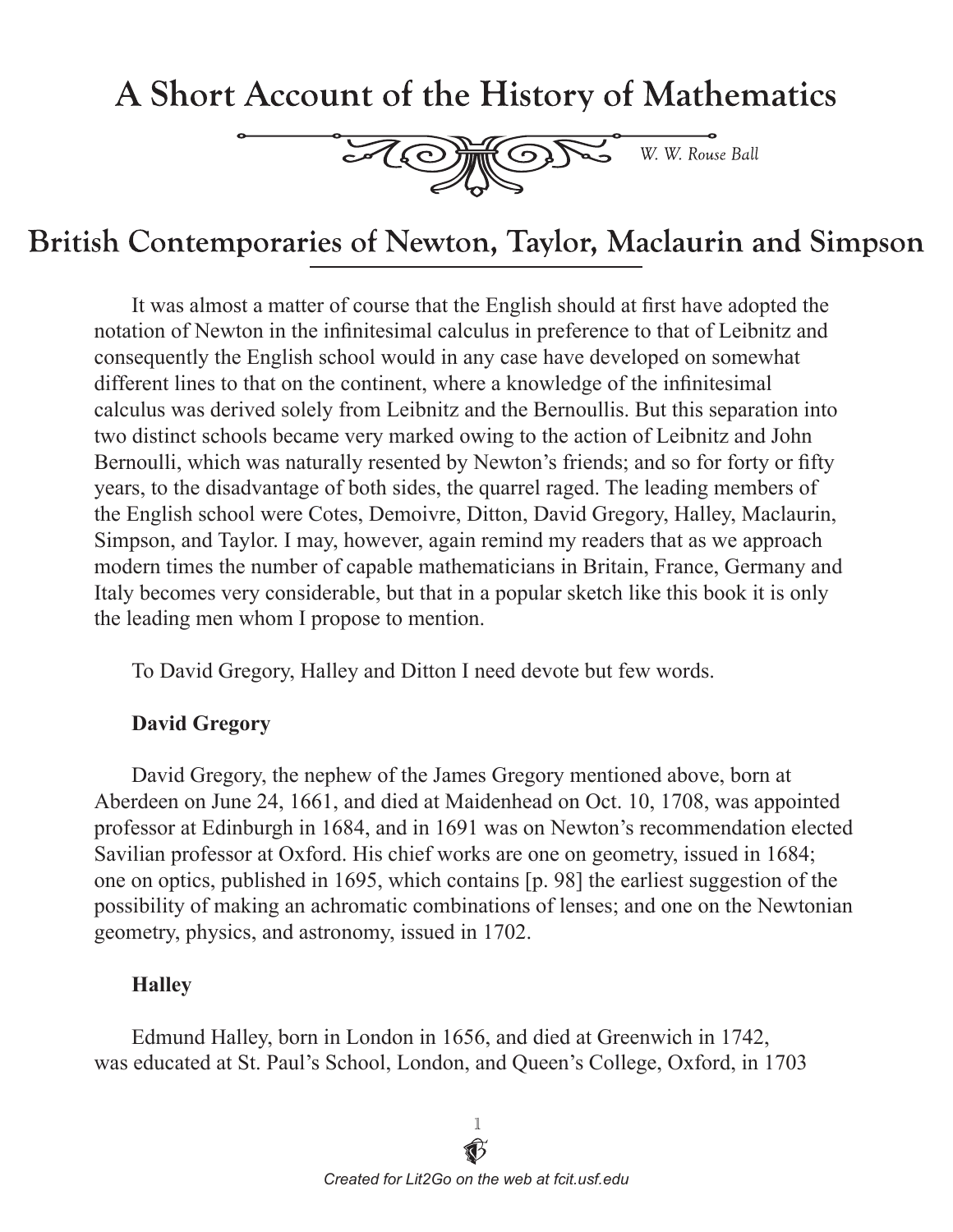# A Short Account of the History of Mathematics

*W. W. Rouse Ball*

## British Contemporaries of Newton, Taylor, Maclaurin and Simpson

It was almost a matter of course that the English should at first have adopted the notation of Newton in the infinitesimal calculus in preference to that of Leibnitz and consequently the English school would in any case have developed on somewhat different lines to that on the continent, where a knowledge of the infinitesimal calculus was derived solely from Leibnitz and the Bernoullis. But this separation into two distinct schools became very marked owing to the action of Leibnitz and John Bernoulli, which was naturally resented by Newton's friends; and so for forty or fifty years, to the disadvantage of both sides, the quarrel raged. The leading members of the English school were Cotes, Demoivre, Ditton, David Gregory, Halley, Maclaurin, Simpson, and Taylor. I may, however, again remind my readers that as we approach modern times the number of capable mathematicians in Britain, France, Germany and Italy becomes very considerable, but that in a popular sketch like this book it is only the leading men whom I propose to mention.

To David Gregory, Halley and Ditton I need devote but few words.

### David Gregory

David Gregory, the nephew of the James Gregory mentioned above, born at Aberdeen on June 24, 1661, and died at Maidenhead on Oct. 10, 1708, was appointed professor at Edinburgh in 1684, and in 1691 was on Newton's recommendation elected Savilian professor at Oxford. His chief works are one on geometry, issued in 1684; one on optics, published in 1695, which contains [p. 98] the earliest suggestion of the possibility of making an achromatic combinations of lenses; and one on the Newtonian geometry, physics, and astronomy, issued in 1702.

### Halley

Edmund Halley, born in London in 1656, and died at Greenwich in 1742, was educated at St. Paul's School, London, and Queen's College, Oxford, in 1703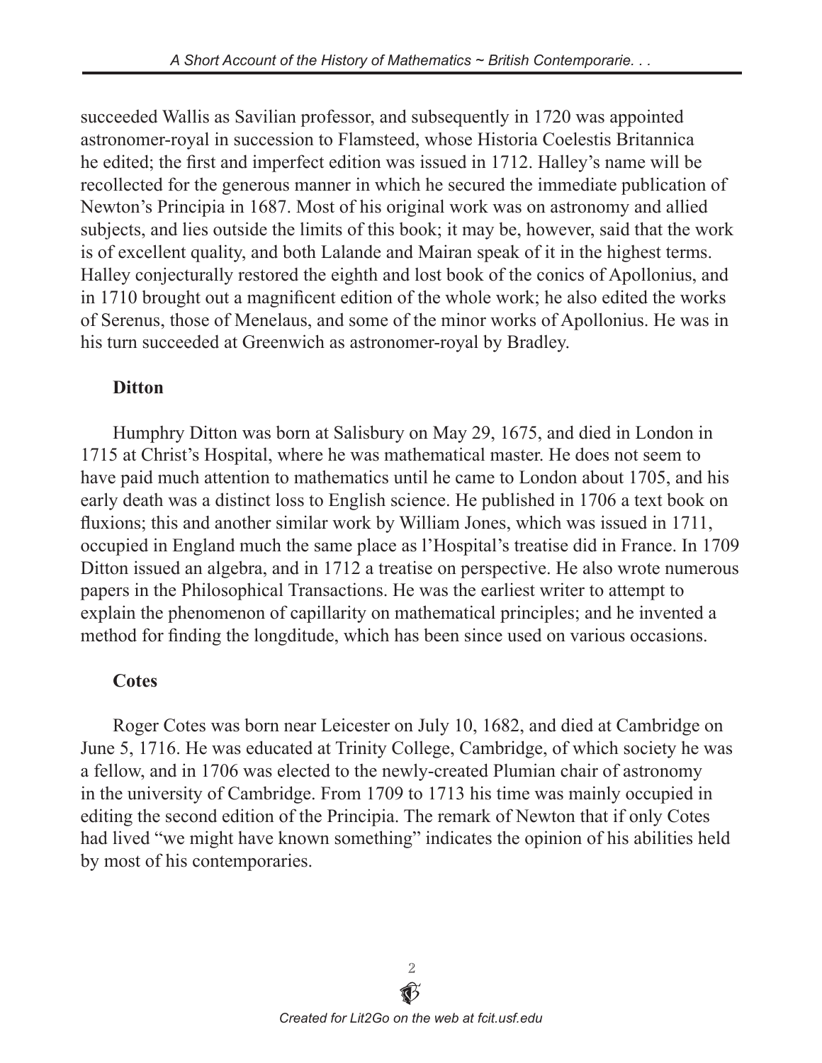succeeded Wallis as Savilian professor, and subsequently in 1720 was appointed astronomer-royal in succession to Flamsteed, whose Historia Coelestis Britannica he edited; the first and imperfect edition was issued in 1712. Halley's name will be recollected for the generous manner in which he secured the immediate publication of Newton's Principia in 1687. Most of his original work was on astronomy and allied subjects, and lies outside the limits of this book; it may be, however, said that the work is of excellent quality, and both Lalande and Mairan speak of it in the highest terms. Halley conjecturally restored the eighth and lost book of the conics of Apollonius, and in 1710 brought out a magnificent edition of the whole work; he also edited the works of Serenus, those of Menelaus, and some of the minor works of Apollonius. He was in his turn succeeded at Greenwich as astronomer-royal by Bradley.

### Ditton

Humphry Ditton was born at Salisbury on May 29, 1675, and died in London in 1715 at Christ's Hospital, where he was mathematical master. He does not seem to have paid much attention to mathematics until he came to London about 1705, and his early death was a distinct loss to English science. He published in 1706 a text book on fluxions; this and another similar work by William Jones, which was issued in 1711, occupied in England much the same place as l'Hospital's treatise did in France. In 1709 Ditton issued an algebra, and in 1712 a treatise on perspective. He also wrote numerous papers in the Philosophical Transactions. He was the earliest writer to attempt to explain the phenomenon of capillarity on mathematical principles; and he invented a method for finding the longditude, which has been since used on various occasions.

### Cotes

Roger Cotes was born near Leicester on July 10, 1682, and died at Cambridge on June 5, 1716. He was educated at Trinity College, Cambridge, of which society he was a fellow, and in 1706 was elected to the newly-created Plumian chair of astronomy in the university of Cambridge. From 1709 to 1713 his time was mainly occupied in editing the second edition of the Principia. The remark of Newton that if only Cotes had lived "we might have known something" indicates the opinion of his abilities held by most of his contemporaries.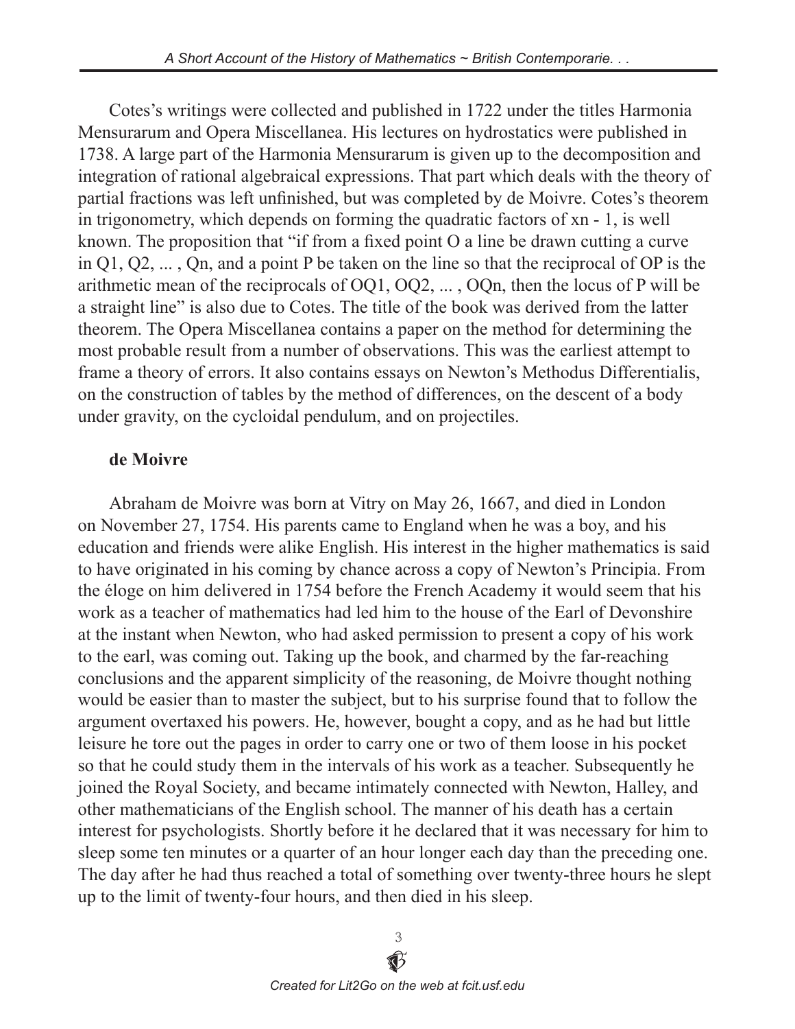Cotes's writings were collected and published in 1722 under the titles Harmonia Mensurarum and Opera Miscellanea. His lectures on hydrostatics were published in 1738. A large part of the Harmonia Mensurarum is given up to the decomposition and integration of rational algebraical expressions. That part which deals with the theory of partial fractions was left unfinished, but was completed by de Moivre. Cotes's theorem in trigonometry, which depends on forming the quadratic factors of $x^n - 1$, is well known. The proposition that "if from a fixed point O a line be drawn cutting a curve in $Q_1, Q_2, \ldots, Q_n$, and a point P be taken on the line so that the reciprocal of OP is the arithmetic mean of the reciprocals of $OQ_1, OQ_2, \ldots, OQ_n$, then the locus of P will be a straight line" is also due to Cotes. The title of the book was derived from the latter theorem. The Opera Miscellanea contains a paper on the method for determining the most probable result from a number of observations. This was the earliest attempt to frame a theory of errors. It also contains essays on Newton's Methodus Differentialis, on the construction of tables by the method of differences, on the descent of a body under gravity, on the cycloidal pendulum, and on projectiles.

**de Moivre**

Abraham de Moivre was born at Vitry on May 26, 1667, and died in London on November 27, 1754. His parents came to England when he was a boy, and his education and friends were alike English. His interest in the higher mathematics is said to have originated in his coming by chance across a copy of Newton's Principia. From the éloge on him delivered in 1754 before the French Academy it would seem that his work as a teacher of mathematics had led him to the house of the Earl of Devonshire at the instant when Newton, who had asked permission to present a copy of his work to the earl, was coming out. Taking up the book, and charmed by the far-reaching conclusions and the apparent simplicity of the reasoning, de Moivre thought nothing would be easier than to master the subject, but to his surprise found that to follow the argument overtaxed his powers. He, however, bought a copy, and as he had but little leisure he tore out the pages in order to carry one or two of them loose in his pocket so that he could study them in the intervals of his work as a teacher. Subsequently he joined the Royal Society, and became intimately connected with Newton, Halley, and other mathematicians of the English school. The manner of his death has a certain interest for psychologists. Shortly before it he declared that it was necessary for him to sleep some ten minutes or a quarter of an hour longer each day than the preceding one. The day after he had thus reached a total of something over twenty-three hours he slept up to the limit of twenty-four hours, and then died in his sleep.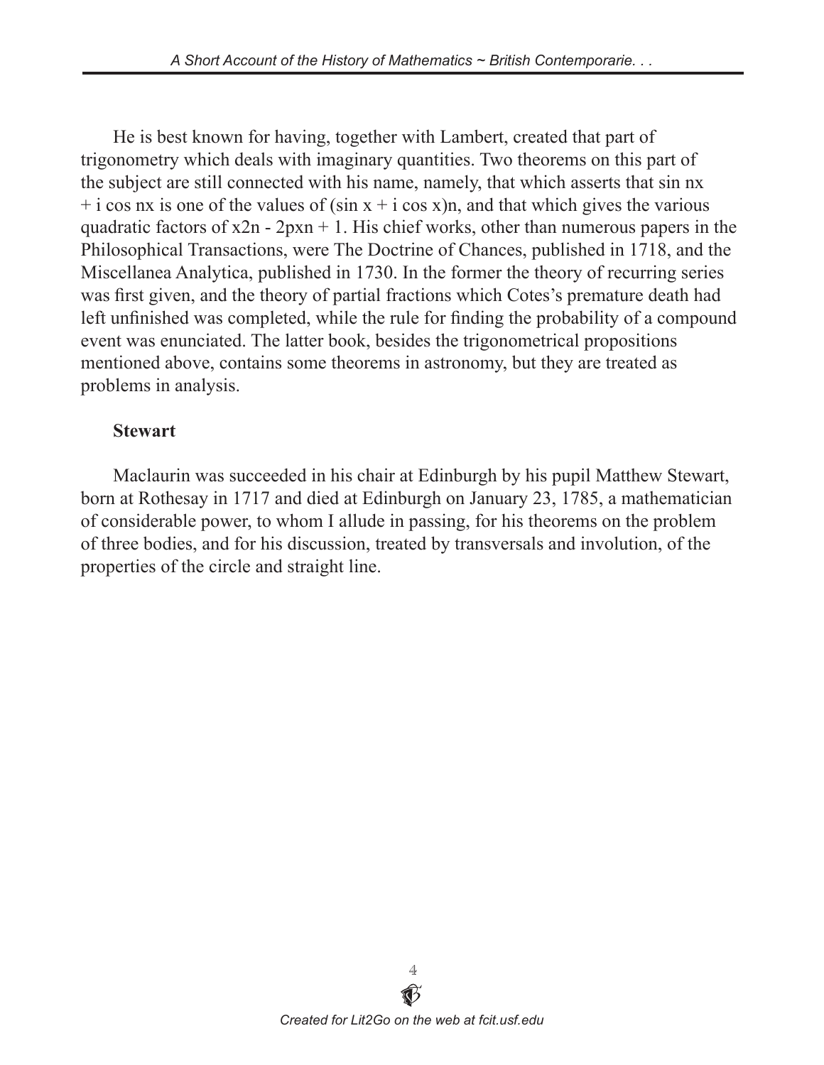He is best known for having, together with Lambert, created that part of trigonometry which deals with imaginary quantities. Two theorems on this part of the subject are still connected with his name, namely, that which asserts that $\sin nx + i \cos nx$ is one of the values of $(\sin x + i \cos x)^n$, and that which gives the various quadratic factors of $x^{2n} - 2px^n + 1$. His chief works, other than numerous papers in the Philosophical Transactions, were The Doctrine of Chances, published in 1718, and the Miscellanea Analytica, published in 1730. In the former the theory of recurring series was first given, and the theory of partial fractions which Cotes's premature death had left unfinished was completed, while the rule for finding the probability of a compound event was enunciated. The latter book, besides the trigonometrical propositions mentioned above, contains some theorems in astronomy, but they are treated as problems in analysis.

### Stewart

Maclaurin was succeeded in his chair at Edinburgh by his pupil Matthew Stewart, born at Rothesay in 1717 and died at Edinburgh on January 23, 1785, a mathematician of considerable power, to whom I allude in passing, for his theorems on the problem of three bodies, and for his discussion, treated by transversals and involution, of the properties of the circle and straight line.